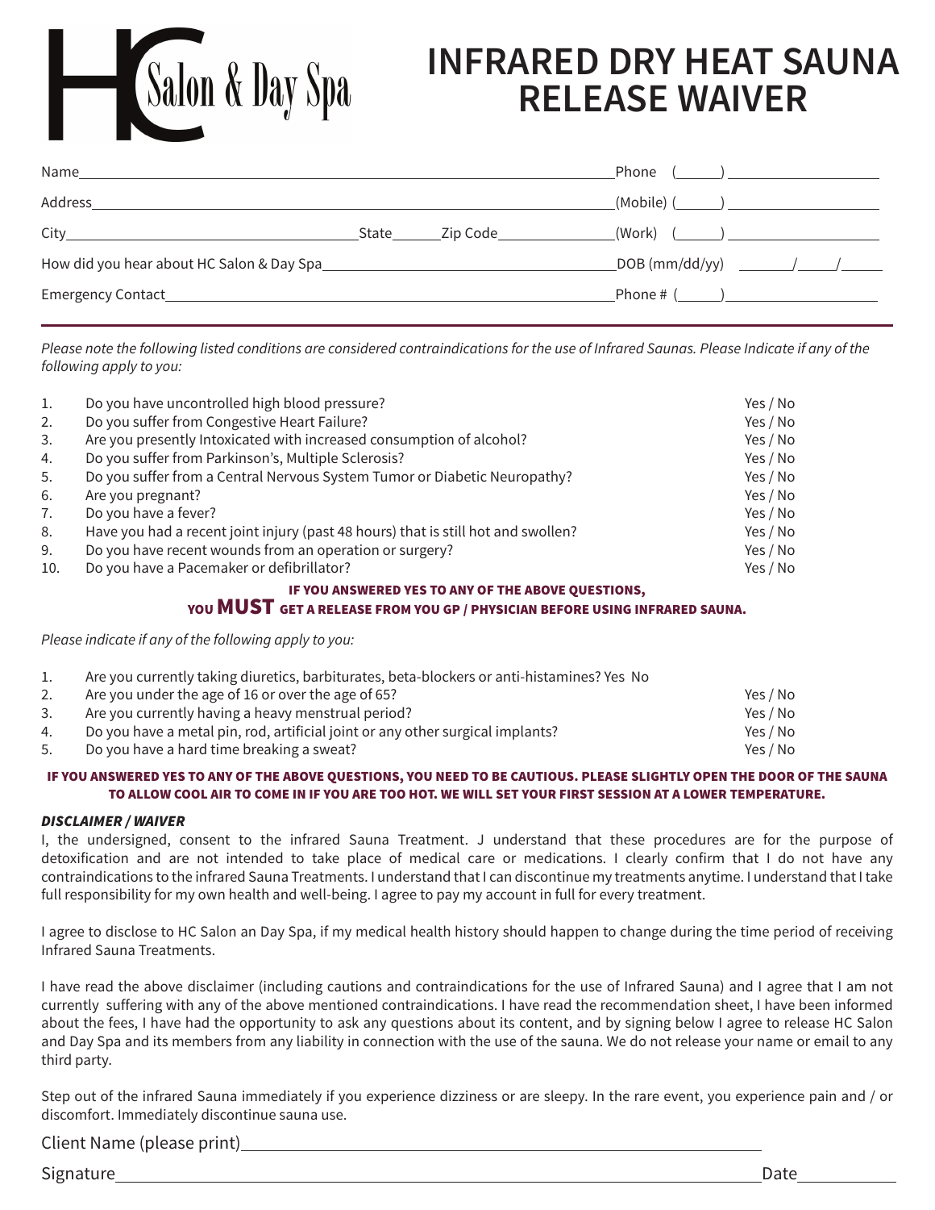HC Salon & Day Spa

# INFRARED DRY HEAT SAUNA RELEASE WAIVER

Name________________________________________ Phone (____) ______________

Address______________________________________ (Mobile) (____) ______________

City____________________ State______ Zip Code______________ (Work) (____) ______________

How did you hear about HC Salon & Day Spa______________________ DOB (mm/dd/yy) ______/_____/_____

Emergency Contact_____________________________ Phone # (____) ______________

---

*Please note the following listed conditions are considered contraindications for the use of Infrared Saunas. Please Indicate if any of the following apply to you:*

| | | |
|---|---|---|
| 1. | Do you have uncontrolled high blood pressure? | Yes / No |
| 2. | Do you suffer from Congestive Heart Failure? | Yes / No |
| 3. | Are you presently Intoxicated with increased consumption of alcohol? | Yes / No |
| 4. | Do you suffer from Parkinson's, Multiple Sclerosis? | Yes / No |
| 5. | Do you suffer from a Central Nervous System Tumor or Diabetic Neuropathy? | Yes / No |
| 6. | Are you pregnant? | Yes / No |
| 7. | Do you have a fever? | Yes / No |
| 8. | Have you had a recent joint injury (past 48 hours) that is still hot and swollen? | Yes / No |
| 9. | Do you have recent wounds from an operation or surgery? | Yes / No |
| 10. | Do you have a Pacemaker or defibrillator? | Yes / No |

**IF YOU ANSWERED YES TO ANY OF THE ABOVE QUESTIONS, YOU MUST GET A RELEASE FROM YOU GP / PHYSICIAN BEFORE USING INFRARED SAUNA.**

*Please indicate if any of the following apply to you:*

| | | |
|---|---|---|
| 1. | Are you currently taking diuretics, barbiturates, beta-blockers or anti-histamines? Yes No | |
| 2. | Are you under the age of 16 or over the age of 65? | Yes / No |
| 3. | Are you currently having a heavy menstrual period? | Yes / No |
| 4. | Do you have a metal pin, rod, artificial joint or any other surgical implants? | Yes / No |
| 5. | Do you have a hard time breaking a sweat? | Yes / No |

**IF YOU ANSWERED YES TO ANY OF THE ABOVE QUESTIONS, YOU NEED TO BE CAUTIOUS. PLEASE SLIGHTLY OPEN THE DOOR OF THE SAUNA TO ALLOW COOL AIR TO COME IN IF YOU ARE TOO HOT. WE WILL SET YOUR FIRST SESSION AT A LOWER TEMPERATURE.**

***DISCLAIMER / WAIVER***

I, the undersigned, consent to the infrared Sauna Treatment. J understand that these procedures are for the purpose of detoxification and are not intended to take place of medical care or medications. I clearly confirm that I do not have any contraindications to the infrared Sauna Treatments. I understand that I can discontinue my treatments anytime. I understand that I take full responsibility for my own health and well-being. I agree to pay my account in full for every treatment.

I agree to disclose to HC Salon an Day Spa, if my medical health history should happen to change during the time period of receiving Infrared Sauna Treatments.

I have read the above disclaimer (including cautions and contraindications for the use of Infrared Sauna) and I agree that I am not currently suffering with any of the above mentioned contraindications. I have read the recommendation sheet, I have been informed about the fees, I have had the opportunity to ask any questions about its content, and by signing below I agree to release HC Salon and Day Spa and its members from any liability in connection with the use of the sauna. We do not release your name or email to any third party.

Step out of the infrared Sauna immediately if you experience dizziness or are sleepy. In the rare event, you experience pain and / or discomfort. Immediately discontinue sauna use.

Client Name (please print)_________________________________________

Signature_________________________________________ Date__________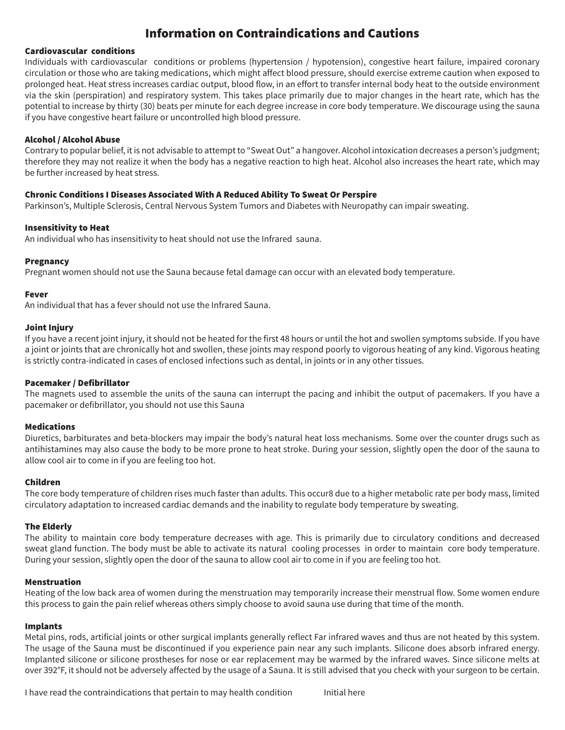# Information on Contraindications and Cautions

### Cardiovascular conditions

Individuals with cardiovascular conditions or problems (hypertension / hypotension), congestive heart failure, impaired coronary circulation or those who are taking medications, which might affect blood pressure, should exercise extreme caution when exposed to prolonged heat. Heat stress increases cardiac output, blood flow, in an effort to transfer internal body heat to the outside environment via the skin (perspiration) and respiratory system. This takes place primarily due to major changes in the heart rate, which has the potential to increase by thirty (30) beats per minute for each degree increase in core body temperature. We discourage using the sauna if you have congestive heart failure or uncontrolled high blood pressure.

### Alcohol / Alcohol Abuse

Contrary to popular belief, it is not advisable to attempt to "Sweat Out" a hangover. Alcohol intoxication decreases a person's judgment; therefore they may not realize it when the body has a negative reaction to high heat. Alcohol also increases the heart rate, which may be further increased by heat stress.

### Chronic Conditions I Diseases Associated With A Reduced Ability To Sweat Or Perspire

Parkinson's, Multiple Sclerosis, Central Nervous System Tumors and Diabetes with Neuropathy can impair sweating.

### Insensitivity to Heat

An individual who has insensitivity to heat should not use the Infrared sauna.

### Pregnancy

Pregnant women should not use the Sauna because fetal damage can occur with an elevated body temperature.

### Fever

An individual that has a fever should not use the Infrared Sauna.

### Joint Injury

If you have a recent joint injury, it should not be heated for the first 48 hours or until the hot and swollen symptoms subside. If you have a joint or joints that are chronically hot and swollen, these joints may respond poorly to vigorous heating of any kind. Vigorous heating is strictly contra-indicated in cases of enclosed infections such as dental, in joints or in any other tissues.

### Pacemaker / Defibrillator

The magnets used to assemble the units of the sauna can interrupt the pacing and inhibit the output of pacemakers. If you have a pacemaker or defibrillator, you should not use this Sauna

### Medications

Diuretics, barbiturates and beta-blockers may impair the body's natural heat loss mechanisms. Some over the counter drugs such as antihistamines may also cause the body to be more prone to heat stroke. During your session, slightly open the door of the sauna to allow cool air to come in if you are feeling too hot.

### Children

The core body temperature of children rises much faster than adults. This occur8 due to a higher metabolic rate per body mass, limited circulatory adaptation to increased cardiac demands and the inability to regulate body temperature by sweating.

### The Elderly

The ability to maintain core body temperature decreases with age. This is primarily due to circulatory conditions and decreased sweat gland function. The body must be able to activate its natural cooling processes in order to maintain core body temperature. During your session, slightly open the door of the sauna to allow cool air to come in if you are feeling too hot.

### Menstruation

Heating of the low back area of women during the menstruation may temporarily increase their menstrual flow. Some women endure this process to gain the pain relief whereas others simply choose to avoid sauna use during that time of the month.

### Implants

Metal pins, rods, artificial joints or other surgical implants generally reflect Far infrared waves and thus are not heated by this system. The usage of the Sauna must be discontinued if you experience pain near any such implants. Silicone does absorb infrared energy. Implanted silicone or silicone prostheses for nose or ear replacement may be warmed by the infrared waves. Since silicone melts at over 392°F, it should not be adversely affected by the usage of a Sauna. It is still advised that you check with your surgeon to be certain.

I have read the contraindications that pertain to may health condition Initial here